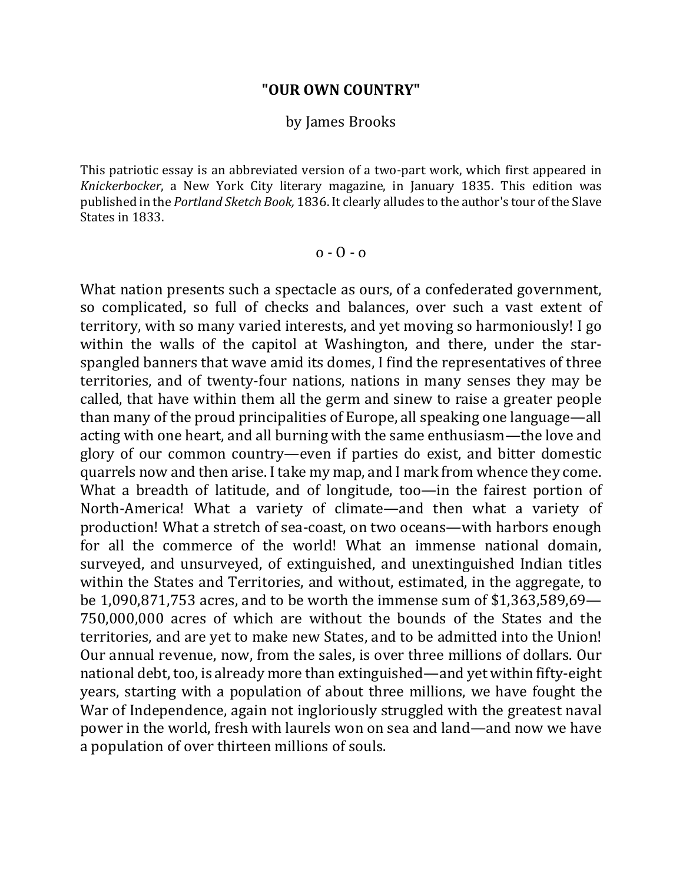# "OUR OWN COUNTRY"

by James Brooks

This patriotic essay is an abbreviated version of a two-part work, which first appeared in *Knickerbocker*, a New York City literary magazine, in January 1835. This edition was published in the *Portland Sketch Book,* 1836. It clearly alludes to the author's tour of the Slave States in 1833.

o - O - o

What nation presents such a spectacle as ours, of a confederated government, so complicated, so full of checks and balances, over such a vast extent of territory, with so many varied interests, and yet moving so harmoniously! I go within the walls of the capitol at Washington, and there, under the star-spangled banners that wave amid its domes, I find the representatives of three territories, and of twenty-four nations, nations in many senses they may be called, that have within them all the germ and sinew to raise a greater people than many of the proud principalities of Europe, all speaking one language—all acting with one heart, and all burning with the same enthusiasm—the love and glory of our common country—even if parties do exist, and bitter domestic quarrels now and then arise. I take my map, and I mark from whence they come. What a breadth of latitude, and of longitude, too—in the fairest portion of North-America! What a variety of climate—and then what a variety of production! What a stretch of sea-coast, on two oceans—with harbors enough for all the commerce of the world! What an immense national domain, surveyed, and unsurveyed, of extinguished, and unextinguished Indian titles within the States and Territories, and without, estimated, in the aggregate, to be 1,090,871,753 acres, and to be worth the immense sum of $1,363,589,69—750,000,000 acres of which are without the bounds of the States and the territories, and are yet to make new States, and to be admitted into the Union! Our annual revenue, now, from the sales, is over three millions of dollars. Our national debt, too, is already more than extinguished—and yet within fifty-eight years, starting with a population of about three millions, we have fought the War of Independence, again not ingloriously struggled with the greatest naval power in the world, fresh with laurels won on sea and land—and now we have a population of over thirteen millions of souls.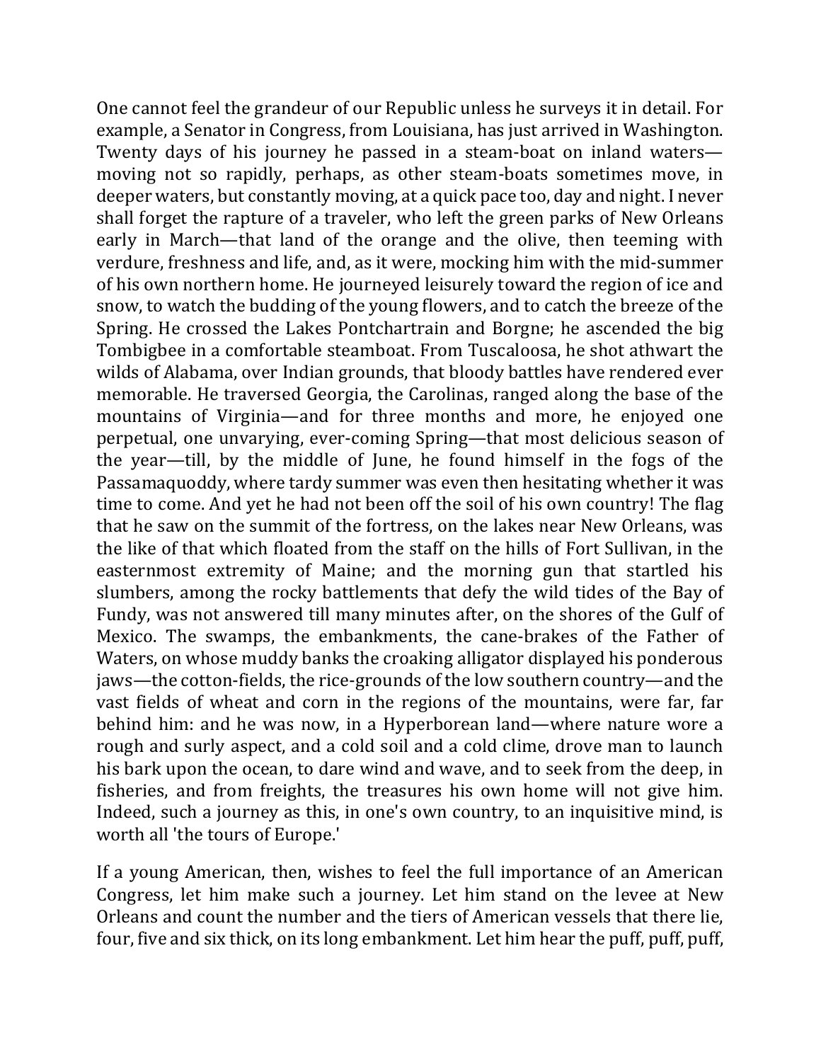One cannot feel the grandeur of our Republic unless he surveys it in detail. For example, a Senator in Congress, from Louisiana, has just arrived in Washington. Twenty days of his journey he passed in a steam-boat on inland waters—moving not so rapidly, perhaps, as other steam-boats sometimes move, in deeper waters, but constantly moving, at a quick pace too, day and night. I never shall forget the rapture of a traveler, who left the green parks of New Orleans early in March—that land of the orange and the olive, then teeming with verdure, freshness and life, and, as it were, mocking him with the mid-summer of his own northern home. He journeyed leisurely toward the region of ice and snow, to watch the budding of the young flowers, and to catch the breeze of the Spring. He crossed the Lakes Pontchartrain and Borgne; he ascended the big Tombigbee in a comfortable steamboat. From Tuscaloosa, he shot athwart the wilds of Alabama, over Indian grounds, that bloody battles have rendered ever memorable. He traversed Georgia, the Carolinas, ranged along the base of the mountains of Virginia—and for three months and more, he enjoyed one perpetual, one unvarying, ever-coming Spring—that most delicious season of the year—till, by the middle of June, he found himself in the fogs of the Passamaquoddy, where tardy summer was even then hesitating whether it was time to come. And yet he had not been off the soil of his own country! The flag that he saw on the summit of the fortress, on the lakes near New Orleans, was the like of that which floated from the staff on the hills of Fort Sullivan, in the easternmost extremity of Maine; and the morning gun that startled his slumbers, among the rocky battlements that defy the wild tides of the Bay of Fundy, was not answered till many minutes after, on the shores of the Gulf of Mexico. The swamps, the embankments, the cane-brakes of the Father of Waters, on whose muddy banks the croaking alligator displayed his ponderous jaws—the cotton-fields, the rice-grounds of the low southern country—and the vast fields of wheat and corn in the regions of the mountains, were far, far behind him: and he was now, in a Hyperborean land—where nature wore a rough and surly aspect, and a cold soil and a cold clime, drove man to launch his bark upon the ocean, to dare wind and wave, and to seek from the deep, in fisheries, and from freights, the treasures his own home will not give him. Indeed, such a journey as this, in one's own country, to an inquisitive mind, is worth all 'the tours of Europe.'

If a young American, then, wishes to feel the full importance of an American Congress, let him make such a journey. Let him stand on the levee at New Orleans and count the number and the tiers of American vessels that there lie, four, five and six thick, on its long embankment. Let him hear the puff, puff, puff,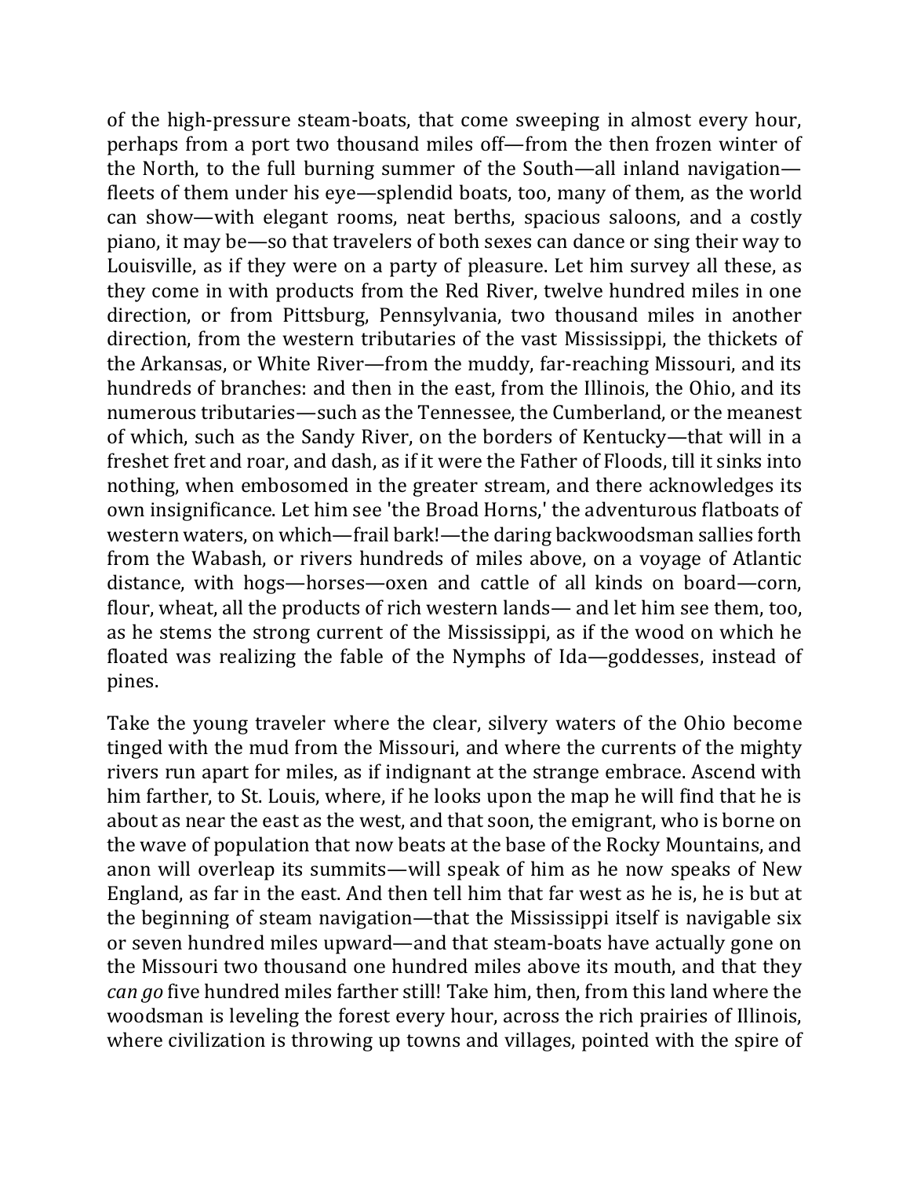of the high-pressure steam-boats, that come sweeping in almost every hour, perhaps from a port two thousand miles off—from the then frozen winter of the North, to the full burning summer of the South—all inland navigation—fleets of them under his eye—splendid boats, too, many of them, as the world can show—with elegant rooms, neat berths, spacious saloons, and a costly piano, it may be—so that travelers of both sexes can dance or sing their way to Louisville, as if they were on a party of pleasure. Let him survey all these, as they come in with products from the Red River, twelve hundred miles in one direction, or from Pittsburg, Pennsylvania, two thousand miles in another direction, from the western tributaries of the vast Mississippi, the thickets of the Arkansas, or White River—from the muddy, far-reaching Missouri, and its hundreds of branches: and then in the east, from the Illinois, the Ohio, and its numerous tributaries—such as the Tennessee, the Cumberland, or the meanest of which, such as the Sandy River, on the borders of Kentucky—that will in a freshet fret and roar, and dash, as if it were the Father of Floods, till it sinks into nothing, when embosomed in the greater stream, and there acknowledges its own insignificance. Let him see 'the Broad Horns,' the adventurous flatboats of western waters, on which—frail bark!—the daring backwoodsman sallies forth from the Wabash, or rivers hundreds of miles above, on a voyage of Atlantic distance, with hogs—horses—oxen and cattle of all kinds on board—corn, flour, wheat, all the products of rich western lands— and let him see them, too, as he stems the strong current of the Mississippi, as if the wood on which he floated was realizing the fable of the Nymphs of Ida—goddesses, instead of pines.

Take the young traveler where the clear, silvery waters of the Ohio become tinged with the mud from the Missouri, and where the currents of the mighty rivers run apart for miles, as if indignant at the strange embrace. Ascend with him farther, to St. Louis, where, if he looks upon the map he will find that he is about as near the east as the west, and that soon, the emigrant, who is borne on the wave of population that now beats at the base of the Rocky Mountains, and anon will overleap its summits—will speak of him as he now speaks of New England, as far in the east. And then tell him that far west as he is, he is but at the beginning of steam navigation—that the Mississippi itself is navigable six or seven hundred miles upward—and that steam-boats have actually gone on the Missouri two thousand one hundred miles above its mouth, and that they *can go* five hundred miles farther still! Take him, then, from this land where the woodsman is leveling the forest every hour, across the rich prairies of Illinois, where civilization is throwing up towns and villages, pointed with the spire of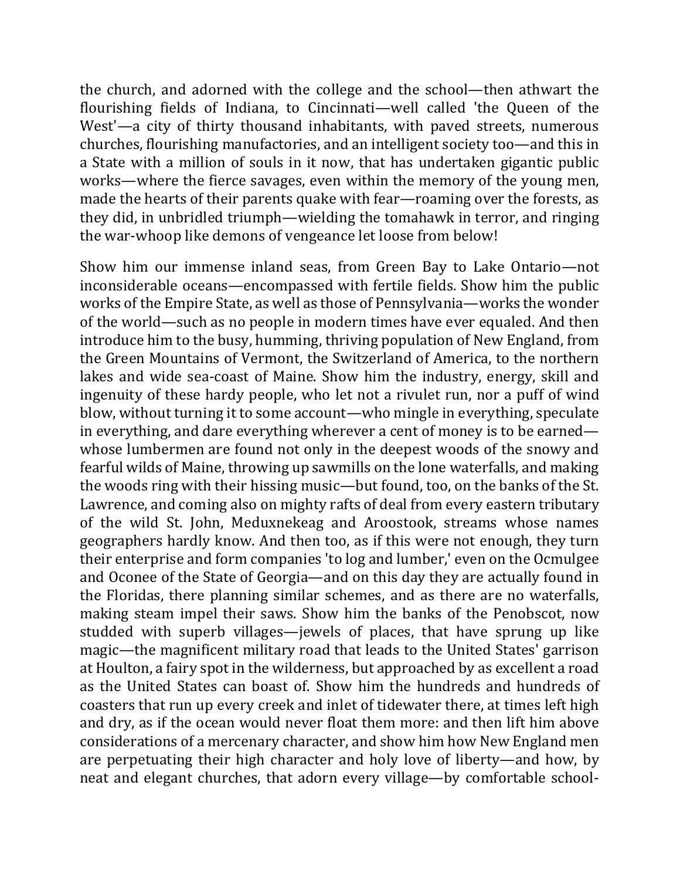the church, and adorned with the college and the school—then athwart the flourishing fields of Indiana, to Cincinnati—well called 'the Queen of the West'—a city of thirty thousand inhabitants, with paved streets, numerous churches, flourishing manufactories, and an intelligent society too—and this in a State with a million of souls in it now, that has undertaken gigantic public works—where the fierce savages, even within the memory of the young men, made the hearts of their parents quake with fear—roaming over the forests, as they did, in unbridled triumph—wielding the tomahawk in terror, and ringing the war-whoop like demons of vengeance let loose from below!

Show him our immense inland seas, from Green Bay to Lake Ontario—not inconsiderable oceans—encompassed with fertile fields. Show him the public works of the Empire State, as well as those of Pennsylvania—works the wonder of the world—such as no people in modern times have ever equaled. And then introduce him to the busy, humming, thriving population of New England, from the Green Mountains of Vermont, the Switzerland of America, to the northern lakes and wide sea-coast of Maine. Show him the industry, energy, skill and ingenuity of these hardy people, who let not a rivulet run, nor a puff of wind blow, without turning it to some account—who mingle in everything, speculate in everything, and dare everything wherever a cent of money is to be earned—whose lumbermen are found not only in the deepest woods of the snowy and fearful wilds of Maine, throwing up sawmills on the lone waterfalls, and making the woods ring with their hissing music—but found, too, on the banks of the St. Lawrence, and coming also on mighty rafts of deal from every eastern tributary of the wild St. John, Meduxnekeag and Aroostook, streams whose names geographers hardly know. And then too, as if this were not enough, they turn their enterprise and form companies 'to log and lumber,' even on the Ocmulgee and Oconee of the State of Georgia—and on this day they are actually found in the Floridas, there planning similar schemes, and as there are no waterfalls, making steam impel their saws. Show him the banks of the Penobscot, now studded with superb villages—jewels of places, that have sprung up like magic—the magnificent military road that leads to the United States' garrison at Houlton, a fairy spot in the wilderness, but approached by as excellent a road as the United States can boast of. Show him the hundreds and hundreds of coasters that run up every creek and inlet of tidewater there, at times left high and dry, as if the ocean would never float them more: and then lift him above considerations of a mercenary character, and show him how New England men are perpetuating their high character and holy love of liberty—and how, by neat and elegant churches, that adorn every village—by comfortable school-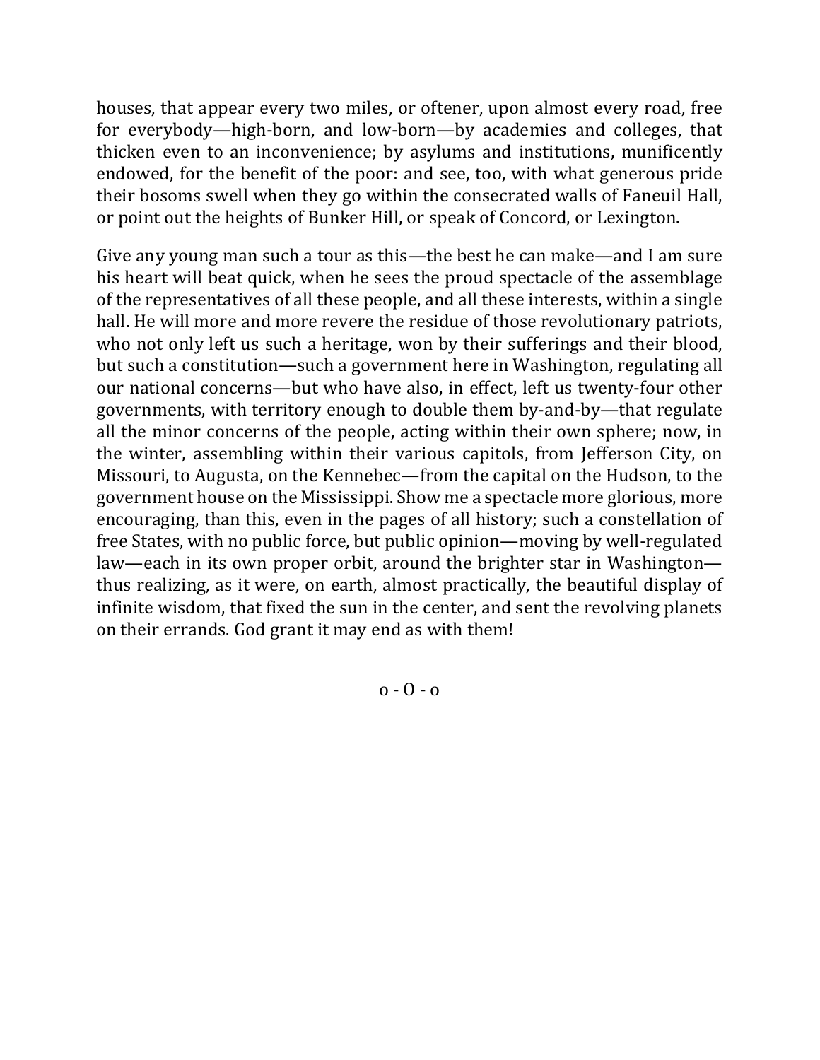houses, that appear every two miles, or oftener, upon almost every road, free for everybody—high-born, and low-born—by academies and colleges, that thicken even to an inconvenience; by asylums and institutions, munificently endowed, for the benefit of the poor: and see, too, with what generous pride their bosoms swell when they go within the consecrated walls of Faneuil Hall, or point out the heights of Bunker Hill, or speak of Concord, or Lexington.

Give any young man such a tour as this—the best he can make—and I am sure his heart will beat quick, when he sees the proud spectacle of the assemblage of the representatives of all these people, and all these interests, within a single hall. He will more and more revere the residue of those revolutionary patriots, who not only left us such a heritage, won by their sufferings and their blood, but such a constitution—such a government here in Washington, regulating all our national concerns—but who have also, in effect, left us twenty-four other governments, with territory enough to double them by-and-by—that regulate all the minor concerns of the people, acting within their own sphere; now, in the winter, assembling within their various capitols, from Jefferson City, on Missouri, to Augusta, on the Kennebec—from the capital on the Hudson, to the government house on the Mississippi. Show me a spectacle more glorious, more encouraging, than this, even in the pages of all history; such a constellation of free States, with no public force, but public opinion—moving by well-regulated law—each in its own proper orbit, around the brighter star in Washington—thus realizing, as it were, on earth, almost practically, the beautiful display of infinite wisdom, that fixed the sun in the center, and sent the revolving planets on their errands. God grant it may end as with them!

o - O - o